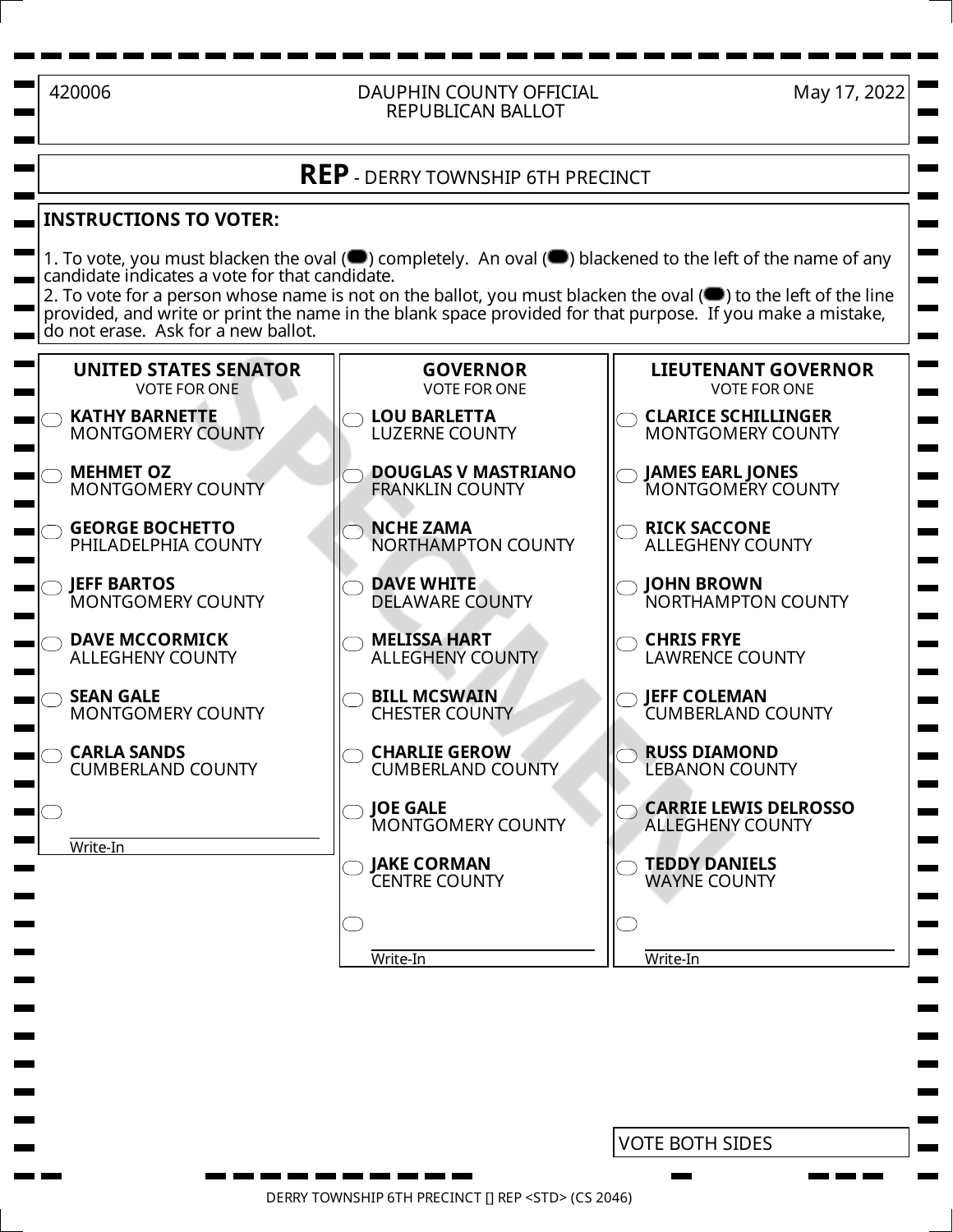420006

DAUPHIN COUNTY OFFICIAL
REPUBLICAN BALLOT

May 17, 2022

# **REP** - DERRY TOWNSHIP 6TH PRECINCT

**INSTRUCTIONS TO VOTER:**

1. To vote, you must blacken the oval (⬬) completely. An oval (⬬) blackened to the left of the name of any candidate indicates a vote for that candidate.
2. To vote for a person whose name is not on the ballot, you must blacken the oval (⬬) to the left of the line provided, and write or print the name in the blank space provided for that purpose. If you make a mistake, do not erase. Ask for a new ballot.

## UNITED STATES SENATOR
VOTE FOR ONE

- **KATHY BARNETTE** MONTGOMERY COUNTY
- **MEHMET OZ** MONTGOMERY COUNTY
- **GEORGE BOCHETTO** PHILADELPHIA COUNTY
- **JEFF BARTOS** MONTGOMERY COUNTY
- **DAVE MCCORMICK** ALLEGHENY COUNTY
- **SEAN GALE** MONTGOMERY COUNTY
- **CARLA SANDS** CUMBERLAND COUNTY
- Write-In

## GOVERNOR
VOTE FOR ONE

- **LOU BARLETTA** LUZERNE COUNTY
- **DOUGLAS V MASTRIANO** FRANKLIN COUNTY
- **NCHE ZAMA** NORTHAMPTON COUNTY
- **DAVE WHITE** DELAWARE COUNTY
- **MELISSA HART** ALLEGHENY COUNTY
- **BILL MCSWAIN** CHESTER COUNTY
- **CHARLIE GEROW** CUMBERLAND COUNTY
- **JOE GALE** MONTGOMERY COUNTY
- **JAKE CORMAN** CENTRE COUNTY
- Write-In

## LIEUTENANT GOVERNOR
VOTE FOR ONE

- **CLARICE SCHILLINGER** MONTGOMERY COUNTY
- **JAMES EARL JONES** MONTGOMERY COUNTY
- **RICK SACCONE** ALLEGHENY COUNTY
- **JOHN BROWN** NORTHAMPTON COUNTY
- **CHRIS FRYE** LAWRENCE COUNTY
- **JEFF COLEMAN** CUMBERLAND COUNTY
- **RUSS DIAMOND** LEBANON COUNTY
- **CARRIE LEWIS DELROSSO** ALLEGHENY COUNTY
- **TEDDY DANIELS** WAYNE COUNTY
- Write-In

VOTE BOTH SIDES

DERRY TOWNSHIP 6TH PRECINCT [] REP <STD> (CS 2046)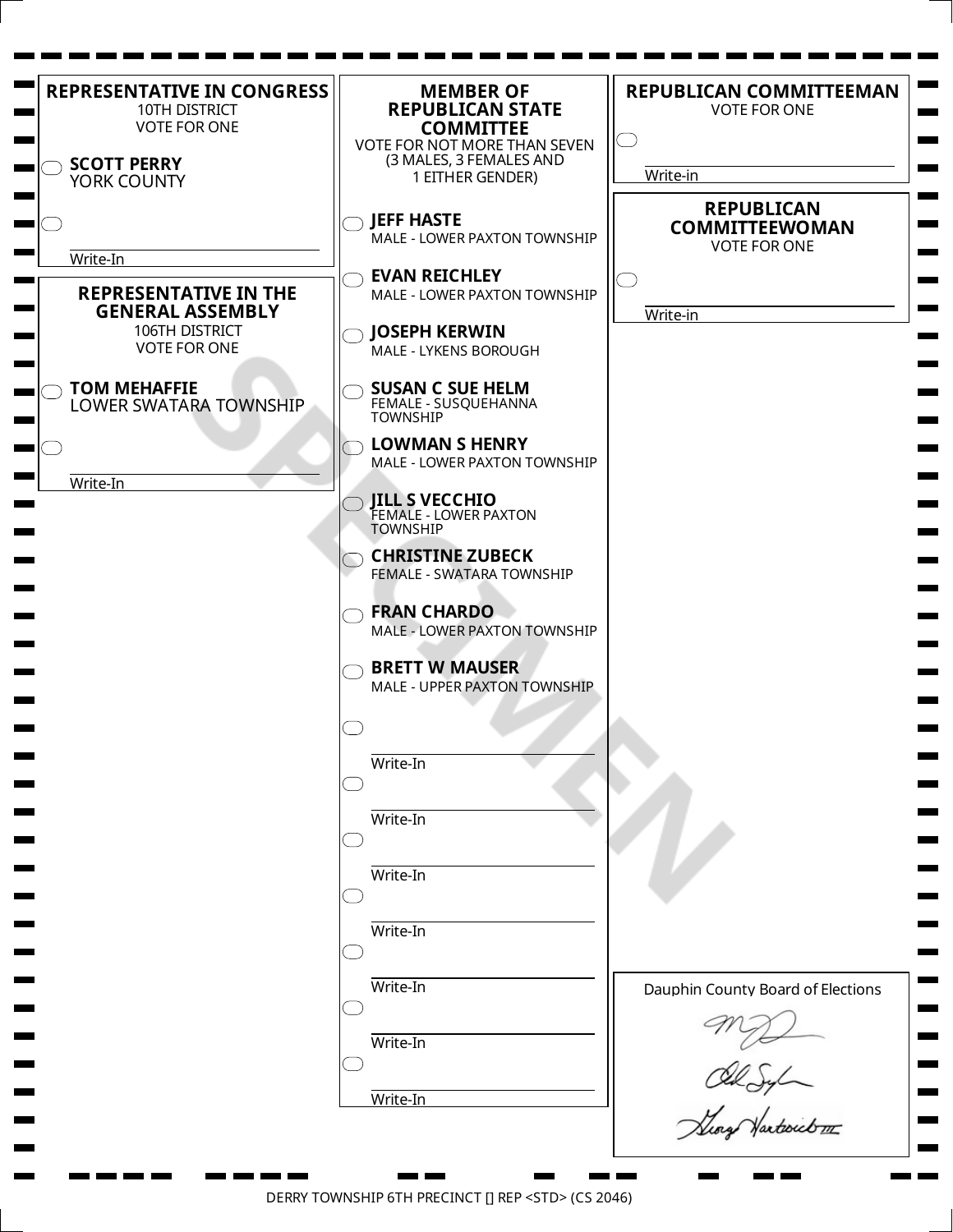## REPRESENTATIVE IN CONGRESS
10TH DISTRICT
VOTE FOR ONE

- **SCOTT PERRY**
  YORK COUNTY
- Write-In

## REPRESENTATIVE IN THE GENERAL ASSEMBLY
106TH DISTRICT
VOTE FOR ONE

- **TOM MEHAFFIE**
  LOWER SWATARA TOWNSHIP
- Write-In

## MEMBER OF REPUBLICAN STATE COMMITTEE
VOTE FOR NOT MORE THAN SEVEN
(3 MALES, 3 FEMALES AND
1 EITHER GENDER)

- **JEFF HASTE**
  MALE - LOWER PAXTON TOWNSHIP
- **EVAN REICHLEY**
  MALE - LOWER PAXTON TOWNSHIP
- **JOSEPH KERWIN**
  MALE - LYKENS BOROUGH
- **SUSAN C SUE HELM**
  FEMALE - SUSQUEHANNA TOWNSHIP
- **LOWMAN S HENRY**
  MALE - LOWER PAXTON TOWNSHIP
- **JILL S VECCHIO**
  FEMALE - LOWER PAXTON TOWNSHIP
- **CHRISTINE ZUBECK**
  FEMALE - SWATARA TOWNSHIP
- **FRAN CHARDO**
  MALE - LOWER PAXTON TOWNSHIP
- **BRETT W MAUSER**
  MALE - UPPER PAXTON TOWNSHIP
- Write-In
- Write-In
- Write-In
- Write-In
- Write-In
- Write-In
- Write-In

## REPUBLICAN COMMITTEEMAN
VOTE FOR ONE

- Write-in

## REPUBLICAN COMMITTEEWOMAN
VOTE FOR ONE

- Write-in

Dauphin County Board of Elections

DERRY TOWNSHIP 6TH PRECINCT [] REP <STD> (CS 2046)